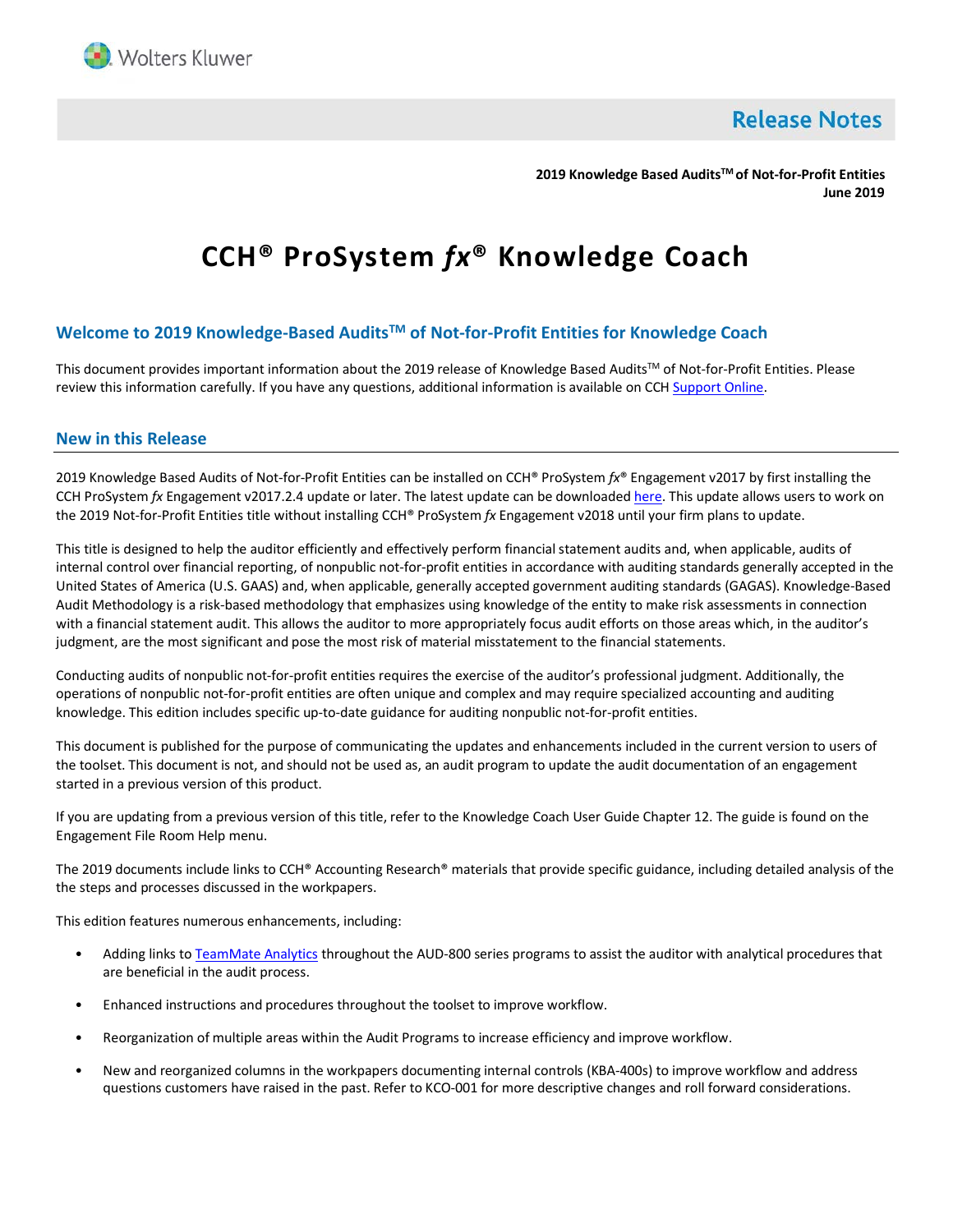Wolters Kluwer

# Release Notes

**2019 Knowledge Based Audits™ of Not-for-Profit Entities**
**June 2019**

# CCH® ProSystem *fx*® Knowledge Coach

## Welcome to 2019 Knowledge-Based Audits™ of Not-for-Profit Entities for Knowledge Coach

This document provides important information about the 2019 release of Knowledge Based Audits™ of Not-for-Profit Entities. Please review this information carefully. If you have any questions, additional information is available on CCH Support Online.

## New in this Release

2019 Knowledge Based Audits of Not-for-Profit Entities can be installed on CCH® ProSystem *fx*® Engagement v2017 by first installing the CCH ProSystem *fx* Engagement v2017.2.4 update or later. The latest update can be downloaded here. This update allows users to work on the 2019 Not-for-Profit Entities title without installing CCH® ProSystem *fx* Engagement v2018 until your firm plans to update.

This title is designed to help the auditor efficiently and effectively perform financial statement audits and, when applicable, audits of internal control over financial reporting, of nonpublic not-for-profit entities in accordance with auditing standards generally accepted in the United States of America (U.S. GAAS) and, when applicable, generally accepted government auditing standards (GAGAS). Knowledge-Based Audit Methodology is a risk-based methodology that emphasizes using knowledge of the entity to make risk assessments in connection with a financial statement audit. This allows the auditor to more appropriately focus audit efforts on those areas which, in the auditor's judgment, are the most significant and pose the most risk of material misstatement to the financial statements.

Conducting audits of nonpublic not-for-profit entities requires the exercise of the auditor's professional judgment. Additionally, the operations of nonpublic not-for-profit entities are often unique and complex and may require specialized accounting and auditing knowledge. This edition includes specific up-to-date guidance for auditing nonpublic not-for-profit entities.

This document is published for the purpose of communicating the updates and enhancements included in the current version to users of the toolset. This document is not, and should not be used as, an audit program to update the audit documentation of an engagement started in a previous version of this product.

If you are updating from a previous version of this title, refer to the Knowledge Coach User Guide Chapter 12. The guide is found on the Engagement File Room Help menu.

The 2019 documents include links to CCH® Accounting Research® materials that provide specific guidance, including detailed analysis of the the steps and processes discussed in the workpapers.

This edition features numerous enhancements, including:

- Adding links to TeamMate Analytics throughout the AUD-800 series programs to assist the auditor with analytical procedures that are beneficial in the audit process.
- Enhanced instructions and procedures throughout the toolset to improve workflow.
- Reorganization of multiple areas within the Audit Programs to increase efficiency and improve workflow.
- New and reorganized columns in the workpapers documenting internal controls (KBA-400s) to improve workflow and address questions customers have raised in the past. Refer to KCO-001 for more descriptive changes and roll forward considerations.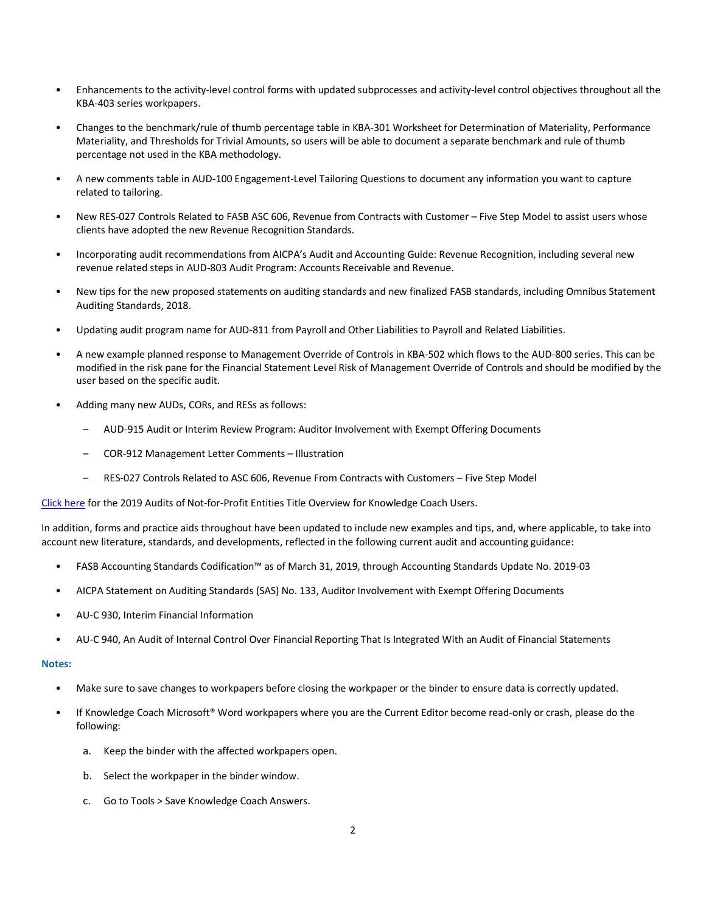- Enhancements to the activity-level control forms with updated subprocesses and activity-level control objectives throughout all the KBA-403 series workpapers.
- Changes to the benchmark/rule of thumb percentage table in KBA-301 Worksheet for Determination of Materiality, Performance Materiality, and Thresholds for Trivial Amounts, so users will be able to document a separate benchmark and rule of thumb percentage not used in the KBA methodology.
- A new comments table in AUD-100 Engagement-Level Tailoring Questions to document any information you want to capture related to tailoring.
- New RES-027 Controls Related to FASB ASC 606, Revenue from Contracts with Customer – Five Step Model to assist users whose clients have adopted the new Revenue Recognition Standards.
- Incorporating audit recommendations from AICPA's Audit and Accounting Guide: Revenue Recognition, including several new revenue related steps in AUD-803 Audit Program: Accounts Receivable and Revenue.
- New tips for the new proposed statements on auditing standards and new finalized FASB standards, including Omnibus Statement Auditing Standards, 2018.
- Updating audit program name for AUD-811 from Payroll and Other Liabilities to Payroll and Related Liabilities.
- A new example planned response to Management Override of Controls in KBA-502 which flows to the AUD-800 series. This can be modified in the risk pane for the Financial Statement Level Risk of Management Override of Controls and should be modified by the user based on the specific audit.
- Adding many new AUDs, CORs, and RESs as follows:
  - AUD-915 Audit or Interim Review Program: Auditor Involvement with Exempt Offering Documents
  - COR-912 Management Letter Comments – Illustration
  - RES-027 Controls Related to ASC 606, Revenue From Contracts with Customers – Five Step Model

Click here for the 2019 Audits of Not-for-Profit Entities Title Overview for Knowledge Coach Users.

In addition, forms and practice aids throughout have been updated to include new examples and tips, and, where applicable, to take into account new literature, standards, and developments, reflected in the following current audit and accounting guidance:

- FASB Accounting Standards Codification™ as of March 31, 2019, through Accounting Standards Update No. 2019-03
- AICPA Statement on Auditing Standards (SAS) No. 133, Auditor Involvement with Exempt Offering Documents
- AU-C 930, Interim Financial Information
- AU-C 940, An Audit of Internal Control Over Financial Reporting That Is Integrated With an Audit of Financial Statements

**Notes:**

- Make sure to save changes to workpapers before closing the workpaper or the binder to ensure data is correctly updated.
- If Knowledge Coach Microsoft® Word workpapers where you are the Current Editor become read-only or crash, please do the following:
  a. Keep the binder with the affected workpapers open.
  b. Select the workpaper in the binder window.
  c. Go to Tools > Save Knowledge Coach Answers.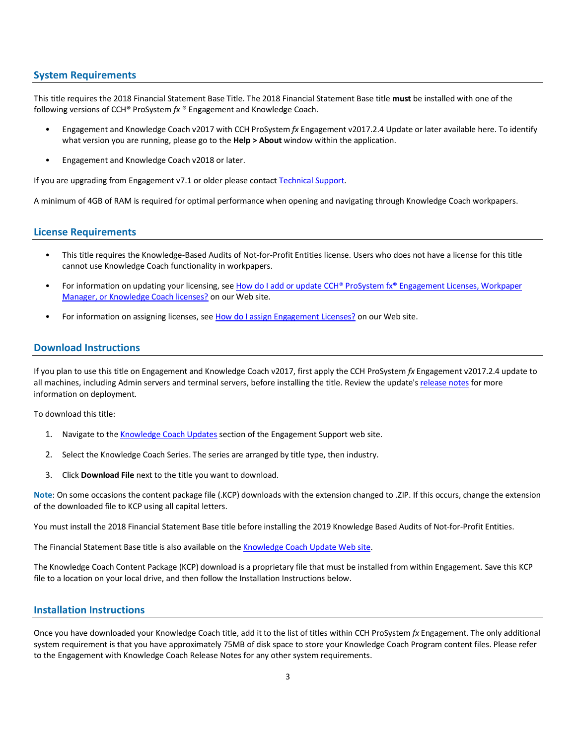## System Requirements

This title requires the 2018 Financial Statement Base Title. The 2018 Financial Statement Base title **must** be installed with one of the following versions of CCH® ProSystem *fx* ® Engagement and Knowledge Coach.

- Engagement and Knowledge Coach v2017 with CCH ProSystem *fx* Engagement v2017.2.4 Update or later available here. To identify what version you are running, please go to the **Help > About** window within the application.
- Engagement and Knowledge Coach v2018 or later.

If you are upgrading from Engagement v7.1 or older please contact Technical Support.

A minimum of 4GB of RAM is required for optimal performance when opening and navigating through Knowledge Coach workpapers.

## License Requirements

- This title requires the Knowledge-Based Audits of Not-for-Profit Entities license. Users who does not have a license for this title cannot use Knowledge Coach functionality in workpapers.
- For information on updating your licensing, see How do I add or update CCH® ProSystem fx® Engagement Licenses, Workpaper Manager, or Knowledge Coach licenses? on our Web site.
- For information on assigning licenses, see How do I assign Engagement Licenses? on our Web site.

## Download Instructions

If you plan to use this title on Engagement and Knowledge Coach v2017, first apply the CCH ProSystem *fx* Engagement v2017.2.4 update to all machines, including Admin servers and terminal servers, before installing the title. Review the update's release notes for more information on deployment.

To download this title:

1. Navigate to the Knowledge Coach Updates section of the Engagement Support web site.
2. Select the Knowledge Coach Series. The series are arranged by title type, then industry.
3. Click **Download File** next to the title you want to download.

**Note**: On some occasions the content package file (.KCP) downloads with the extension changed to .ZIP. If this occurs, change the extension of the downloaded file to KCP using all capital letters.

You must install the 2018 Financial Statement Base title before installing the 2019 Knowledge Based Audits of Not-for-Profit Entities.

The Financial Statement Base title is also available on the Knowledge Coach Update Web site.

The Knowledge Coach Content Package (KCP) download is a proprietary file that must be installed from within Engagement. Save this KCP file to a location on your local drive, and then follow the Installation Instructions below.

## Installation Instructions

Once you have downloaded your Knowledge Coach title, add it to the list of titles within CCH ProSystem *fx* Engagement. The only additional system requirement is that you have approximately 75MB of disk space to store your Knowledge Coach Program content files. Please refer to the Engagement with Knowledge Coach Release Notes for any other system requirements.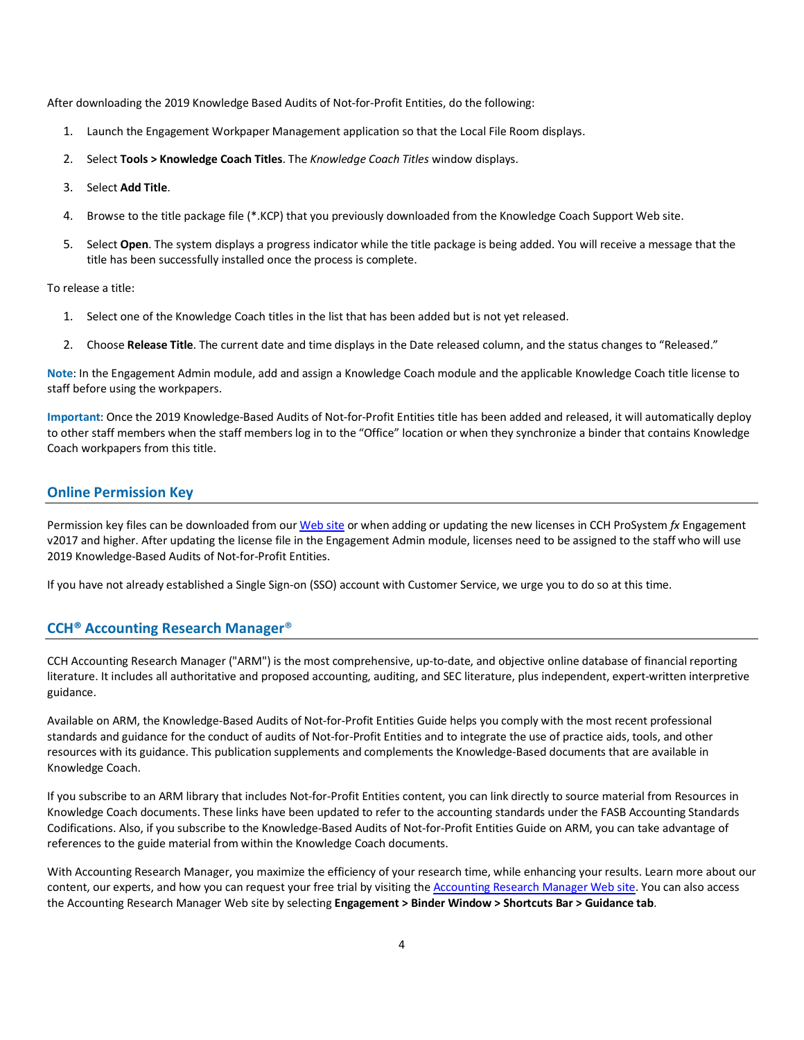After downloading the 2019 Knowledge Based Audits of Not-for-Profit Entities, do the following:

1. Launch the Engagement Workpaper Management application so that the Local File Room displays.
2. Select **Tools > Knowledge Coach Titles**. The *Knowledge Coach Titles* window displays.
3. Select **Add Title**.
4. Browse to the title package file (*.KCP) that you previously downloaded from the Knowledge Coach Support Web site.
5. Select **Open**. The system displays a progress indicator while the title package is being added. You will receive a message that the title has been successfully installed once the process is complete.

To release a title:

1. Select one of the Knowledge Coach titles in the list that has been added but is not yet released.
2. Choose **Release Title**. The current date and time displays in the Date released column, and the status changes to "Released."

**Note**: In the Engagement Admin module, add and assign a Knowledge Coach module and the applicable Knowledge Coach title license to staff before using the workpapers.

**Important**: Once the 2019 Knowledge-Based Audits of Not-for-Profit Entities title has been added and released, it will automatically deploy to other staff members when the staff members log in to the "Office" location or when they synchronize a binder that contains Knowledge Coach workpapers from this title.

## Online Permission Key

Permission key files can be downloaded from our Web site or when adding or updating the new licenses in CCH ProSystem *fx* Engagement v2017 and higher. After updating the license file in the Engagement Admin module, licenses need to be assigned to the staff who will use 2019 Knowledge-Based Audits of Not-for-Profit Entities.

If you have not already established a Single Sign-on (SSO) account with Customer Service, we urge you to do so at this time.

## CCH® Accounting Research Manager®

CCH Accounting Research Manager ("ARM") is the most comprehensive, up-to-date, and objective online database of financial reporting literature. It includes all authoritative and proposed accounting, auditing, and SEC literature, plus independent, expert-written interpretive guidance.

Available on ARM, the Knowledge-Based Audits of Not-for-Profit Entities Guide helps you comply with the most recent professional standards and guidance for the conduct of audits of Not-for-Profit Entities and to integrate the use of practice aids, tools, and other resources with its guidance. This publication supplements and complements the Knowledge-Based documents that are available in Knowledge Coach.

If you subscribe to an ARM library that includes Not-for-Profit Entities content, you can link directly to source material from Resources in Knowledge Coach documents. These links have been updated to refer to the accounting standards under the FASB Accounting Standards Codifications. Also, if you subscribe to the Knowledge-Based Audits of Not-for-Profit Entities Guide on ARM, you can take advantage of references to the guide material from within the Knowledge Coach documents.

With Accounting Research Manager, you maximize the efficiency of your research time, while enhancing your results. Learn more about our content, our experts, and how you can request your free trial by visiting the Accounting Research Manager Web site. You can also access the Accounting Research Manager Web site by selecting **Engagement > Binder Window > Shortcuts Bar > Guidance tab**.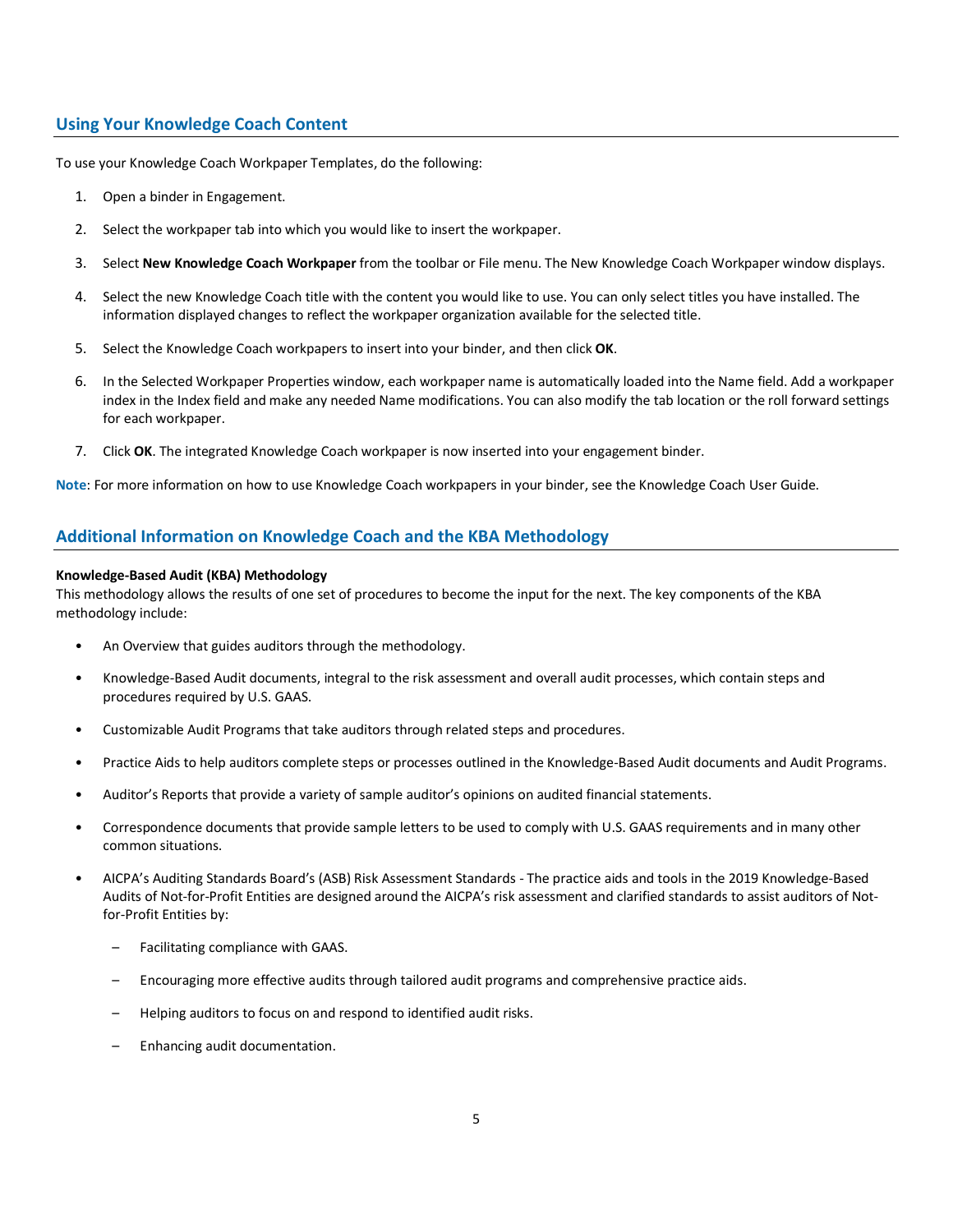## Using Your Knowledge Coach Content

To use your Knowledge Coach Workpaper Templates, do the following:

1. Open a binder in Engagement.
2. Select the workpaper tab into which you would like to insert the workpaper.
3. Select **New Knowledge Coach Workpaper** from the toolbar or File menu. The New Knowledge Coach Workpaper window displays.
4. Select the new Knowledge Coach title with the content you would like to use. You can only select titles you have installed. The information displayed changes to reflect the workpaper organization available for the selected title.
5. Select the Knowledge Coach workpapers to insert into your binder, and then click **OK**.
6. In the Selected Workpaper Properties window, each workpaper name is automatically loaded into the Name field. Add a workpaper index in the Index field and make any needed Name modifications. You can also modify the tab location or the roll forward settings for each workpaper.
7. Click **OK**. The integrated Knowledge Coach workpaper is now inserted into your engagement binder.

**Note**: For more information on how to use Knowledge Coach workpapers in your binder, see the Knowledge Coach User Guide.

## Additional Information on Knowledge Coach and the KBA Methodology

**Knowledge-Based Audit (KBA) Methodology**
This methodology allows the results of one set of procedures to become the input for the next. The key components of the KBA methodology include:

- An Overview that guides auditors through the methodology.
- Knowledge-Based Audit documents, integral to the risk assessment and overall audit processes, which contain steps and procedures required by U.S. GAAS.
- Customizable Audit Programs that take auditors through related steps and procedures.
- Practice Aids to help auditors complete steps or processes outlined in the Knowledge-Based Audit documents and Audit Programs.
- Auditor's Reports that provide a variety of sample auditor's opinions on audited financial statements.
- Correspondence documents that provide sample letters to be used to comply with U.S. GAAS requirements and in many other common situations.
- AICPA's Auditing Standards Board's (ASB) Risk Assessment Standards - The practice aids and tools in the 2019 Knowledge-Based Audits of Not-for-Profit Entities are designed around the AICPA's risk assessment and clarified standards to assist auditors of Not-for-Profit Entities by:
  - Facilitating compliance with GAAS.
  - Encouraging more effective audits through tailored audit programs and comprehensive practice aids.
  - Helping auditors to focus on and respond to identified audit risks.
  - Enhancing audit documentation.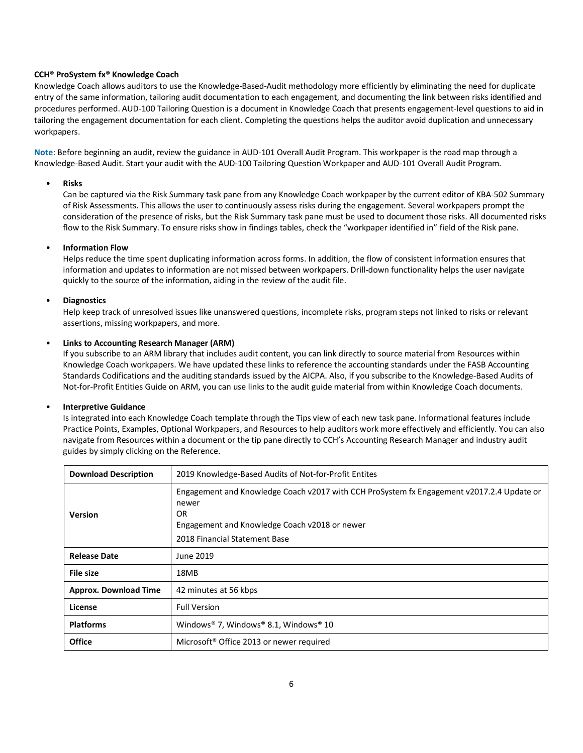**CCH® ProSystem fx® Knowledge Coach**

Knowledge Coach allows auditors to use the Knowledge-Based-Audit methodology more efficiently by eliminating the need for duplicate entry of the same information, tailoring audit documentation to each engagement, and documenting the link between risks identified and procedures performed. AUD-100 Tailoring Question is a document in Knowledge Coach that presents engagement-level questions to aid in tailoring the engagement documentation for each client. Completing the questions helps the auditor avoid duplication and unnecessary workpapers.

**Note**: Before beginning an audit, review the guidance in AUD-101 Overall Audit Program. This workpaper is the road map through a Knowledge-Based Audit. Start your audit with the AUD-100 Tailoring Question Workpaper and AUD-101 Overall Audit Program.

- **Risks**
  Can be captured via the Risk Summary task pane from any Knowledge Coach workpaper by the current editor of KBA-502 Summary of Risk Assessments. This allows the user to continuously assess risks during the engagement. Several workpapers prompt the consideration of the presence of risks, but the Risk Summary task pane must be used to document those risks. All documented risks flow to the Risk Summary. To ensure risks show in findings tables, check the "workpaper identified in" field of the Risk pane.

- **Information Flow**
  Helps reduce the time spent duplicating information across forms. In addition, the flow of consistent information ensures that information and updates to information are not missed between workpapers. Drill-down functionality helps the user navigate quickly to the source of the information, aiding in the review of the audit file.

- **Diagnostics**
  Help keep track of unresolved issues like unanswered questions, incomplete risks, program steps not linked to risks or relevant assertions, missing workpapers, and more.

- **Links to Accounting Research Manager (ARM)**
  If you subscribe to an ARM library that includes audit content, you can link directly to source material from Resources within Knowledge Coach workpapers. We have updated these links to reference the accounting standards under the FASB Accounting Standards Codifications and the auditing standards issued by the AICPA. Also, if you subscribe to the Knowledge-Based Audits of Not-for-Profit Entities Guide on ARM, you can use links to the audit guide material from within Knowledge Coach documents.

- **Interpretive Guidance**
  Is integrated into each Knowledge Coach template through the Tips view of each new task pane. Informational features include Practice Points, Examples, Optional Workpapers, and Resources to help auditors work more effectively and efficiently. You can also navigate from Resources within a document or the tip pane directly to CCH's Accounting Research Manager and industry audit guides by simply clicking on the Reference.

| | |
|---|---|
| **Download Description** | 2019 Knowledge-Based Audits of Not-for-Profit Entites |
| **Version** | Engagement and Knowledge Coach v2017 with CCH ProSystem fx Engagement v2017.2.4 Update or newer<br>OR<br>Engagement and Knowledge Coach v2018 or newer<br>2018 Financial Statement Base |
| **Release Date** | June 2019 |
| **File size** | 18MB |
| **Approx. Download Time** | 42 minutes at 56 kbps |
| **License** | Full Version |
| **Platforms** | Windows® 7, Windows® 8.1, Windows® 10 |
| **Office** | Microsoft® Office 2013 or newer required |